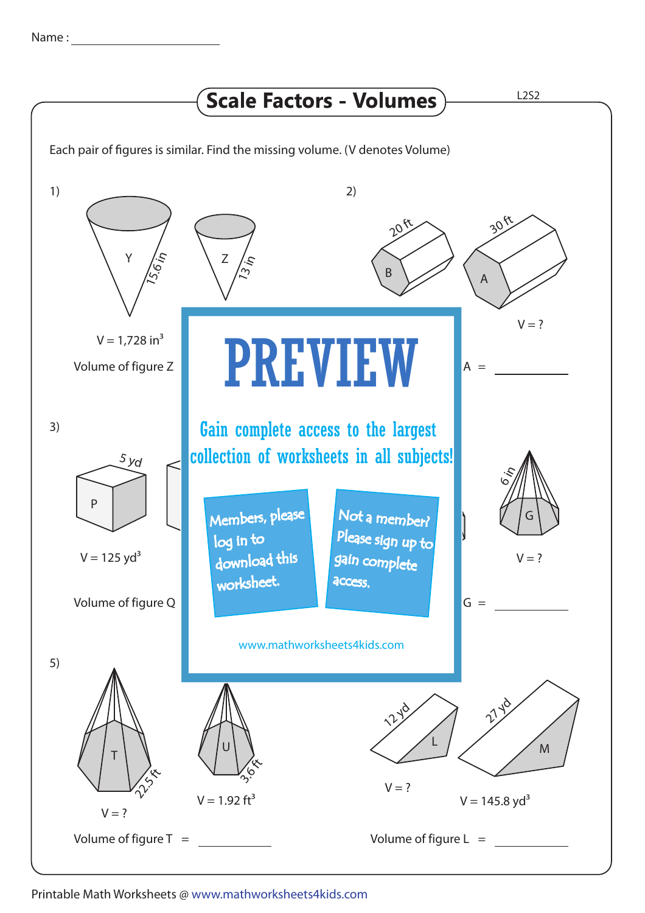Name : ________________

# Scale Factors - Volumes

L2S2

Each pair of figures is similar. Find the missing volume. (V denotes Volume)

1)

Y: 15.6 in

Z: 13 in

V = 1,728 $in^3$

Volume of figure Z

2)

B: 20 ft

A: 30 ft

V = ?

A = ____________

3)

P: 5 yd

V = 125 $yd^3$

Volume of figure Q

G: 6 in

V = ?

G = ____________

PREVIEW

Gain complete access to the largest collection of worksheets in all subjects!

Members, please log in to download this worksheet.

Not a member? Please sign up to gain complete access.

www.mathworksheets4kids.com

5)

T: 22.5 ft

V = ?

U: 3.6 ft

V = 1.92 $ft^3$

Volume of figure T = ____________

L: 12 yd

V = ?

M: 27 yd

V = 145.8 $yd^3$

Volume of figure L = ____________

Printable Math Worksheets @ www.mathworksheets4kids.com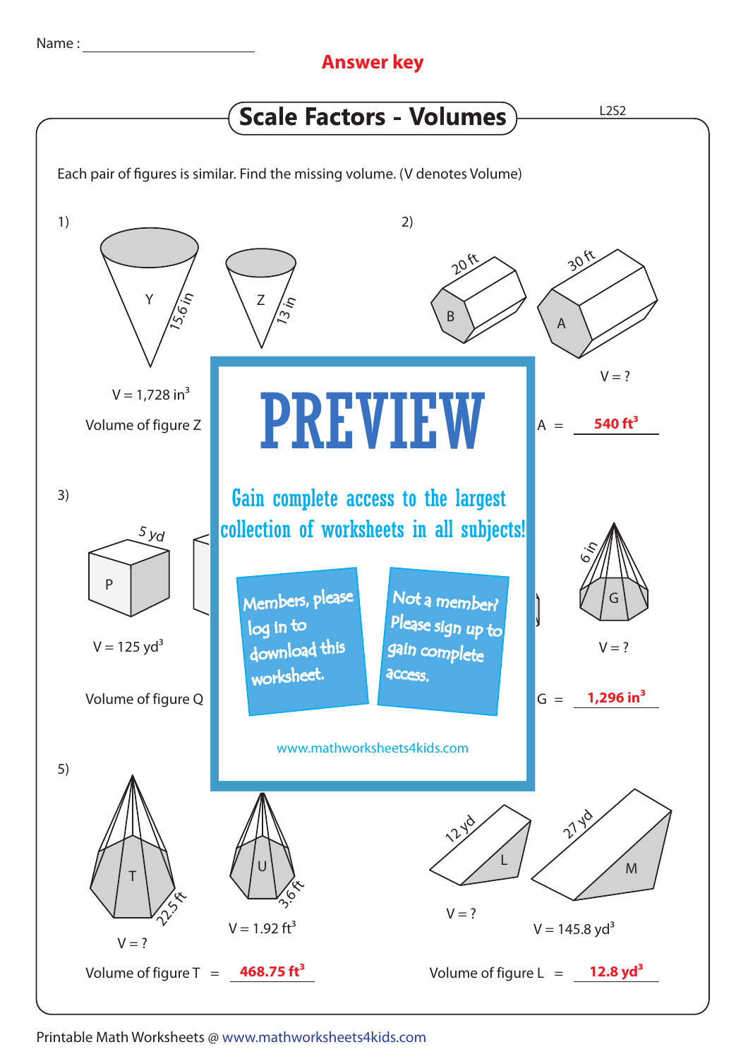Name : ____________________

**Answer key**

# Scale Factors - Volumes

L2S2

Each pair of figures is similar. Find the missing volume. (V denotes Volume)

1)

Y — 15.6 in

Z — 13 in

V = 1,728 in$^3$

Volume of figure Z

2)

B — 20 ft

A — 30 ft

V = ?

A = **540 ft$^3$**

3)

P — 5 yd

V = 125 yd$^3$

Volume of figure Q

G — 6 in

V = ?

G = **1,296 in$^3$**

PREVIEW

Gain complete access to the largest collection of worksheets in all subjects!

Members, please log in to download this worksheet.

Not a member? Please sign up to gain complete access.

www.mathworksheets4kids.com

5)

T — 22.5 ft

V = ?

U — 3.6 ft

V = 1.92 ft$^3$

Volume of figure T = **468.75 ft$^3$**

L — 12 yd

V = ?

M — 27 yd

V = 145.8 yd$^3$

Volume of figure L = **12.8 yd$^3$**

Printable Math Worksheets @ www.mathworksheets4kids.com